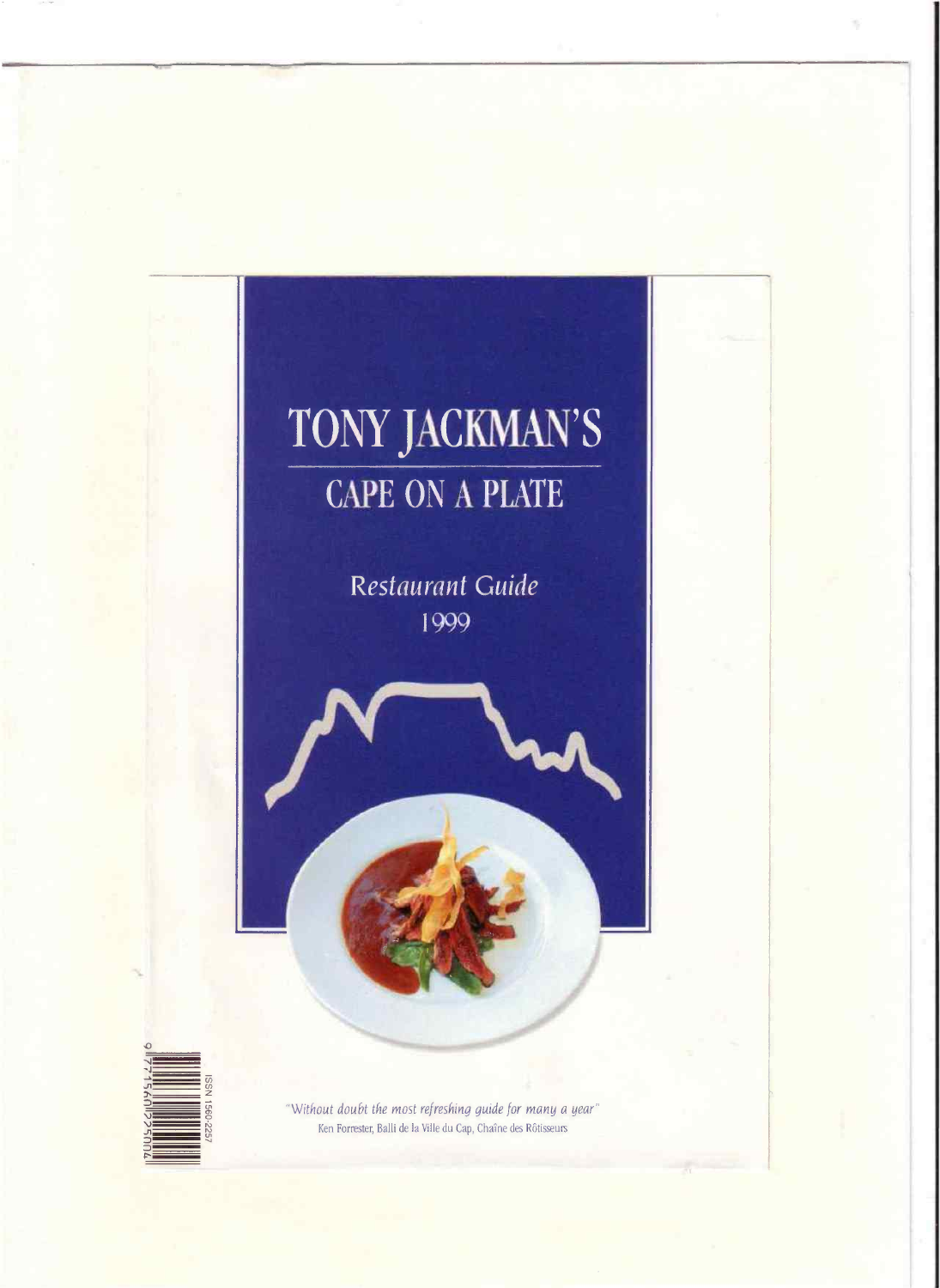# TONY JACKMAN'S

## CAPE ON A PLATE

*Restaurant Guide*
1999

ISSN 1560-2257

*"Without doubt the most refreshing guide for many a year"*
Ken Forrester, Balli de la Ville du Cap, Chaîne des Rôtisseurs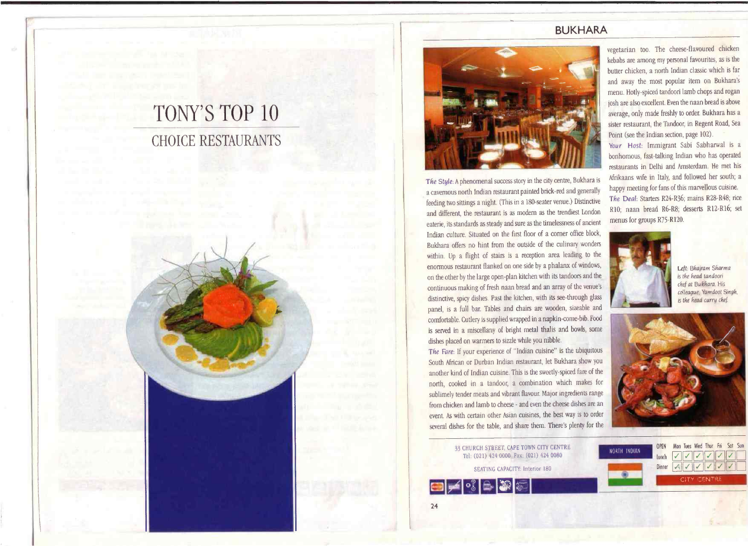# TONY'S TOP 10

## CHOICE RESTAURANTS

## BUKHARA

**The Style:** A phenomenal success story in the city centre, Bukhara is a cavernous north Indian restaurant painted brick-red and generally feeding two sittings a night. (This in a 180-seater venue.) Distinctive and different, the restaurant is as modern as the trendiest London eatery, its standards as steady and sure as the timelessness of ancient Indian culture. Situated on the first floor of a corner office block, Bukhara offers no hint from the outside of the culinary wonders within. Up a flight of stairs is a reception area leading to the enormous restaurant flanked on one side by a phalanx of windows, on the other by the large open-plan kitchen with its tandoors and the continuous making of fresh naan bread and an array of the venue's distinctive, spicy dishes. Past the kitchen, with its see-through glass panel, is a full bar. Tables and chairs are wooden, sizeable and comfortable. Cutlery is supplied wrapped in a napkin-come-bib. Food is served in a miscellany of bright metal thalis and bowls, some dishes placed on warmers to sizzle while you nibble.

**The Fare:** If your experience of "Indian cuisine" is the ubiquitous South African or Durban Indian restaurant, let Bukhara show you another kind of Indian cuisine. This is the sweetly-spiced fare of the north, cooked in a tandoor, a combination which makes for sublimely tender meats and vibrant flavour. Major ingredients range from chicken and lamb to cheese - and even the cheese dishes are an event. As with certain other Asian cuisines, the best way is to order several dishes for the table, and share them. There's plenty for the vegetarian too. The cheese-flavoured chicken kebabs are among my personal favourites, as is the butter chicken, a north Indian classic which is far and away the most popular item on Bukhara's menu. Hotly-spiced tandoori lamb chops and rogan josh are also excellent. Even the naan bread is above average, only made freshly to order. Bukhara has a sister restaurant, the Tandoor, in Regent Road, Sea Point (see the Indian section, page 102).

**Your Host:** Immigrant Sabi Sabharwal is a bonhomous, fast-talking Indian who has operated restaurants in Delhi and Amsterdam. He met his Afrikaans wife in Italy, and followed her south; a happy meeting for fans of this marvellous cuisine.

**The Deal:** Starters R24-R36; mains R28-R48; rice R10; naan bread R6-R8; desserts R12-R16; set menus for groups R75-R120.

*Left: Bhajram Sharma is the head tandoori chef at Bukhara. His colleague, Yamdoot Singh, is the head curry chef.*

33 CHURCH STREET, CAPE TOWN CITY CENTRE
Tel: (021) 424 0000 Fax: (021) 424 0080

SEATING CAPACITY: Interior 180

NORTH INDIAN

| OPEN | Mon | Tues | Wed | Thur | Fri | Sat | Sun |
|---|---|---|---|---|---|---|---|
| Lunch | ✓ | ✓ | ✓ | ✓ | ✓ | ✓ | |
| Dinner | ✓ | ✓ | ✓ | ✓ | ✓ | ✓ | |

CITY CENTRE